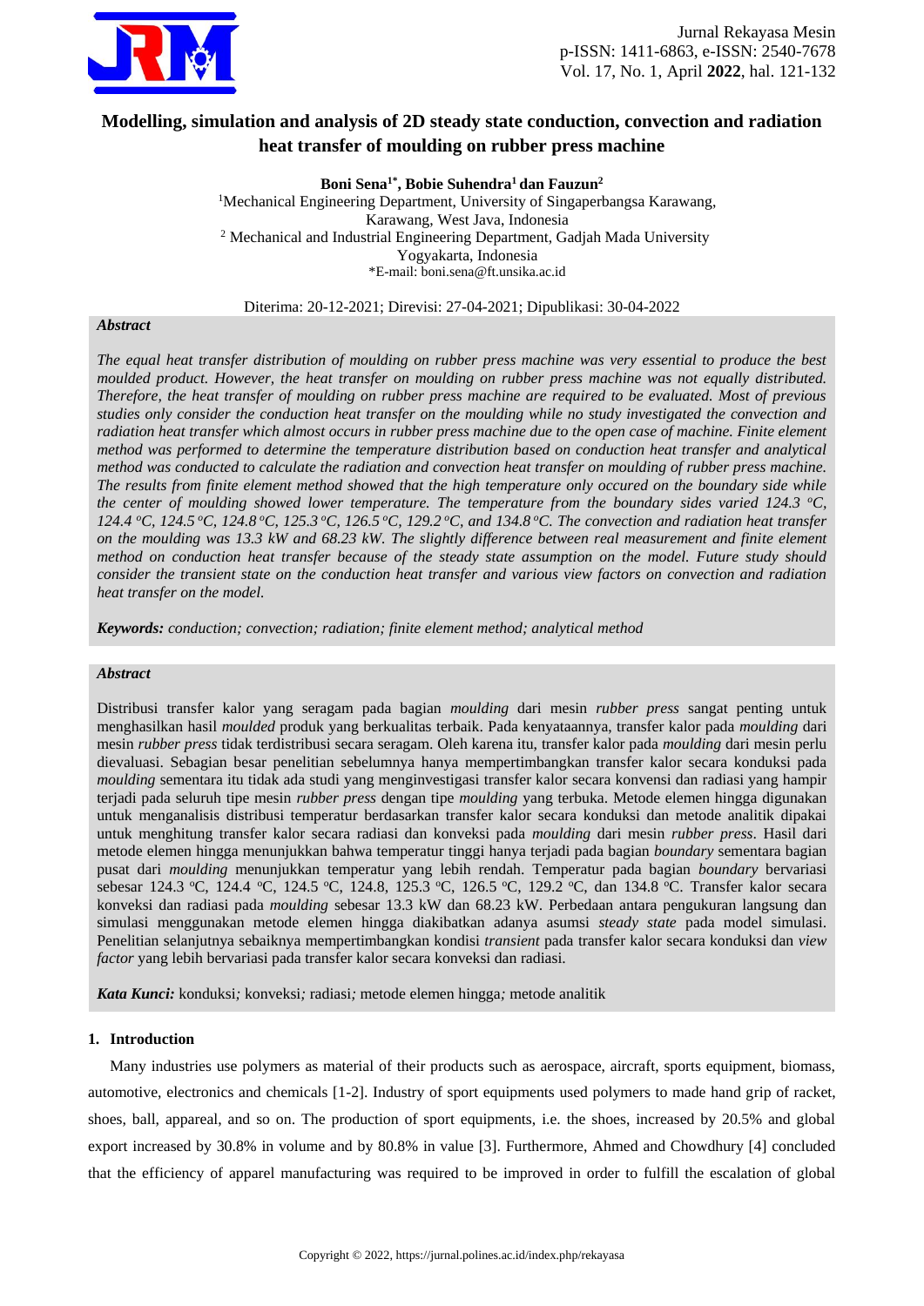# Modelling, simulation and analysis of 2D steady state conduction, convection and radiation heat transfer of moulding on rubber press machine

**Boni Sena[1*], Bobie Suhendra[1] dan Fauzun[2]**

[1]Mechanical Engineering Department, University of Singaperbangsa Karawang, Karawang, West Java, Indonesia

[2] Mechanical and Industrial Engineering Department, Gadjah Mada University Yogyakarta, Indonesia

*E-mail: boni.sena@ft.unsika.ac.id

Diterima: 20-12-2021; Direvisi: 27-04-2021; Dipublikasi: 30-04-2022

***Abstract***

*The equal heat transfer distribution of moulding on rubber press machine was very essential to produce the best moulded product. However, the heat transfer on moulding on rubber press machine was not equally distributed. Therefore, the heat transfer of moulding on rubber press machine are required to be evaluated. Most of previous studies only consider the conduction heat transfer on the moulding while no study investigated the convection and radiation heat transfer which almost occurs in rubber press machine due to the open case of machine. Finite element method was performed to determine the temperature distribution based on conduction heat transfer and analytical method was conducted to calculate the radiation and convection heat transfer on moulding of rubber press machine. The results from finite element method showed that the high temperature only occured on the boundary side while the center of moulding showed lower temperature. The temperature from the boundary sides varied 124.3 °C, 124.4 °C, 124.5 °C, 124.8 °C, 125.3 °C, 126.5 °C, 129.2 °C, and 134.8 °C. The convection and radiation heat transfer on the moulding was 13.3 kW and 68.23 kW. The slightly difference between real measurement and finite element method on conduction heat transfer because of the steady state assumption on the model. Future study should consider the transient state on the conduction heat transfer and various view factors on convection and radiation heat transfer on the model.*

***Keywords:*** *conduction; convection; radiation; finite element method; analytical method*

***Abstract***

Distribusi transfer kalor yang seragam pada bagian *moulding* dari mesin *rubber press* sangat penting untuk menghasilkan hasil *moulded* produk yang berkualitas terbaik. Pada kenyataannya, transfer kalor pada *moulding* dari mesin *rubber press* tidak terdistribusi secara seragam. Oleh karena itu, transfer kalor pada *moulding* dari mesin perlu dievaluasi. Sebagian besar penelitian sebelumnya hanya mempertimbangkan transfer kalor secara konduksi pada *moulding* sementara itu tidak ada studi yang menginvestigasi transfer kalor secara konvensi dan radiasi yang hampir terjadi pada seluruh tipe mesin *rubber press* dengan tipe *moulding* yang terbuka. Metode elemen hingga digunakan untuk menganalisis distribusi temperatur berdasarkan transfer kalor secara konduksi dan metode analitik dipakai untuk menghitung transfer kalor secara radiasi dan konveksi pada *moulding* dari mesin *rubber press*. Hasil dari metode elemen hingga menunjukkan bahwa temperatur tinggi hanya terjadi pada bagian *boundary* sementara bagian pusat dari *moulding* menunjukkan temperatur yang lebih rendah. Temperatur pada bagian *boundary* bervariasi sebesar 124.3 ºC, 124.4 ºC, 124.5 ºC, 124.8, 125.3 ºC, 126.5 ºC, 129.2 ºC, dan 134.8 ºC. Transfer kalor secara konveksi dan radiasi pada *moulding* sebesar 13.3 kW dan 68.23 kW. Perbedaan antara pengukuran langsung dan simulasi menggunakan metode elemen hingga diakibatkan adanya asumsi *steady state* pada model simulasi. Penelitian selanjutnya sebaiknya mempertimbangkan kondisi *transient* pada transfer kalor secara konduksi dan *view factor* yang lebih bervariasi pada transfer kalor secara konveksi dan radiasi.

***Kata Kunci:*** konduksi*;* konveksi*;* radiasi*;* metode elemen hingga*;* metode analitik

## 1. Introduction

Many industries use polymers as material of their products such as aerospace, aircraft, sports equipment, biomass, automotive, electronics and chemicals [1-2]. Industry of sport equipments used polymers to made hand grip of racket, shoes, ball, appareal, and so on. The production of sport equipments, i.e. the shoes, increased by 20.5% and global export increased by 30.8% in volume and by 80.8% in value [3]. Furthermore, Ahmed and Chowdhury [4] concluded that the efficiency of apparel manufacturing was required to be improved in order to fulfill the escalation of global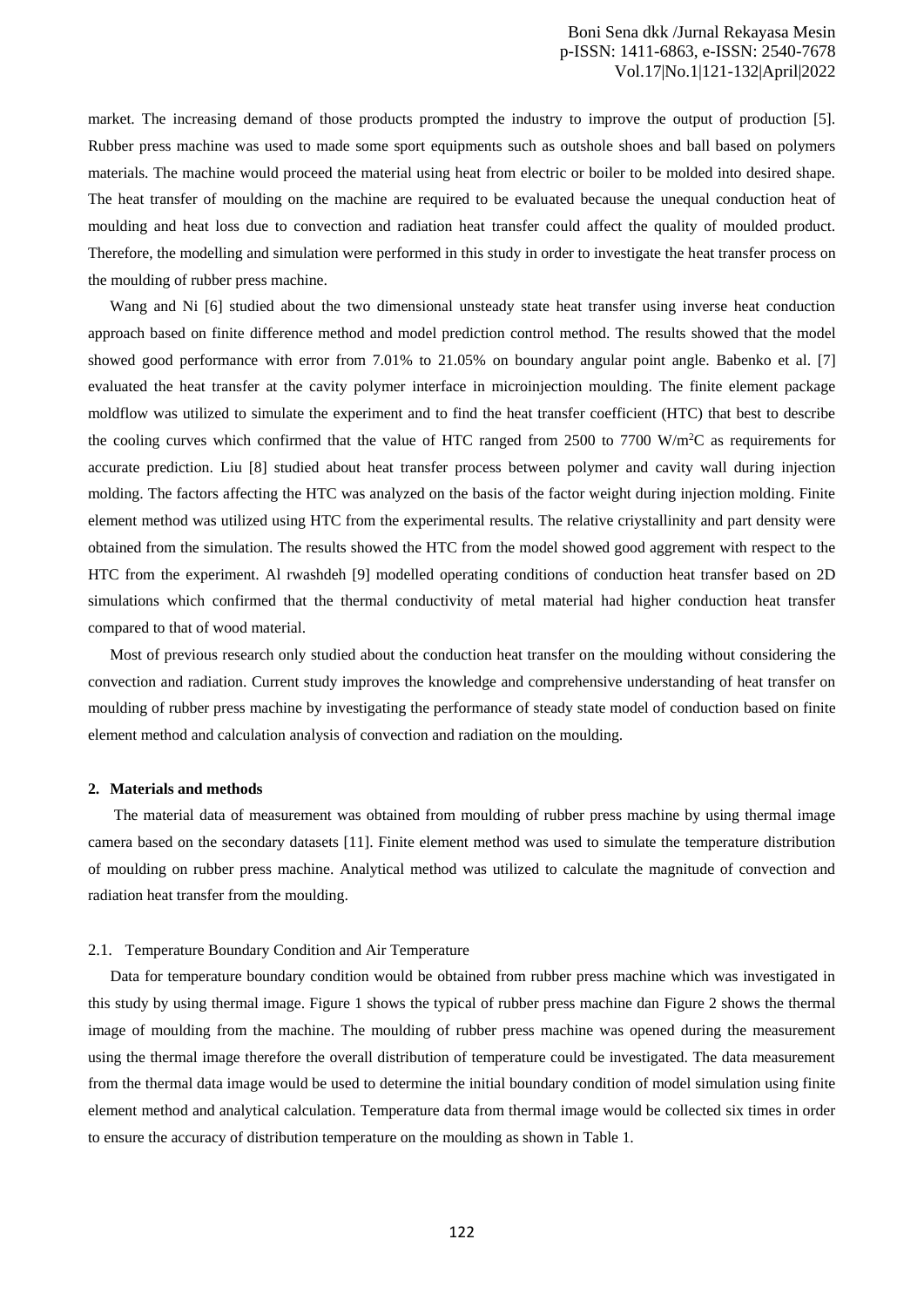market. The increasing demand of those products prompted the industry to improve the output of production [5]. Rubber press machine was used to made some sport equipments such as outshole shoes and ball based on polymers materials. The machine would proceed the material using heat from electric or boiler to be molded into desired shape. The heat transfer of moulding on the machine are required to be evaluated because the unequal conduction heat of moulding and heat loss due to convection and radiation heat transfer could affect the quality of moulded product. Therefore, the modelling and simulation were performed in this study in order to investigate the heat transfer process on the moulding of rubber press machine.

Wang and Ni [6] studied about the two dimensional unsteady state heat transfer using inverse heat conduction approach based on finite difference method and model prediction control method. The results showed that the model showed good performance with error from 7.01% to 21.05% on boundary angular point angle. Babenko et al. [7] evaluated the heat transfer at the cavity polymer interface in microinjection moulding. The finite element package moldflow was utilized to simulate the experiment and to find the heat transfer coefficient (HTC) that best to describe the cooling curves which confirmed that the value of HTC ranged from 2500 to 7700 W/m$^2$C as requirements for accurate prediction. Liu [8] studied about heat transfer process between polymer and cavity wall during injection molding. The factors affecting the HTC was analyzed on the basis of the factor weight during injection molding. Finite element method was utilized using HTC from the experimental results. The relative criystallinity and part density were obtained from the simulation. The results showed the HTC from the model showed good aggrement with respect to the HTC from the experiment. Al rwashdeh [9] modelled operating conditions of conduction heat transfer based on 2D simulations which confirmed that the thermal conductivity of metal material had higher conduction heat transfer compared to that of wood material.

Most of previous research only studied about the conduction heat transfer on the moulding without considering the convection and radiation. Current study improves the knowledge and comprehensive understanding of heat transfer on moulding of rubber press machine by investigating the performance of steady state model of conduction based on finite element method and calculation analysis of convection and radiation on the moulding.

## 2. Materials and methods

The material data of measurement was obtained from moulding of rubber press machine by using thermal image camera based on the secondary datasets [11]. Finite element method was used to simulate the temperature distribution of moulding on rubber press machine. Analytical method was utilized to calculate the magnitude of convection and radiation heat transfer from the moulding.

### 2.1. Temperature Boundary Condition and Air Temperature

Data for temperature boundary condition would be obtained from rubber press machine which was investigated in this study by using thermal image. Figure 1 shows the typical of rubber press machine dan Figure 2 shows the thermal image of moulding from the machine. The moulding of rubber press machine was opened during the measurement using the thermal image therefore the overall distribution of temperature could be investigated. The data measurement from the thermal data image would be used to determine the initial boundary condition of model simulation using finite element method and analytical calculation. Temperature data from thermal image would be collected six times in order to ensure the accuracy of distribution temperature on the moulding as shown in Table 1.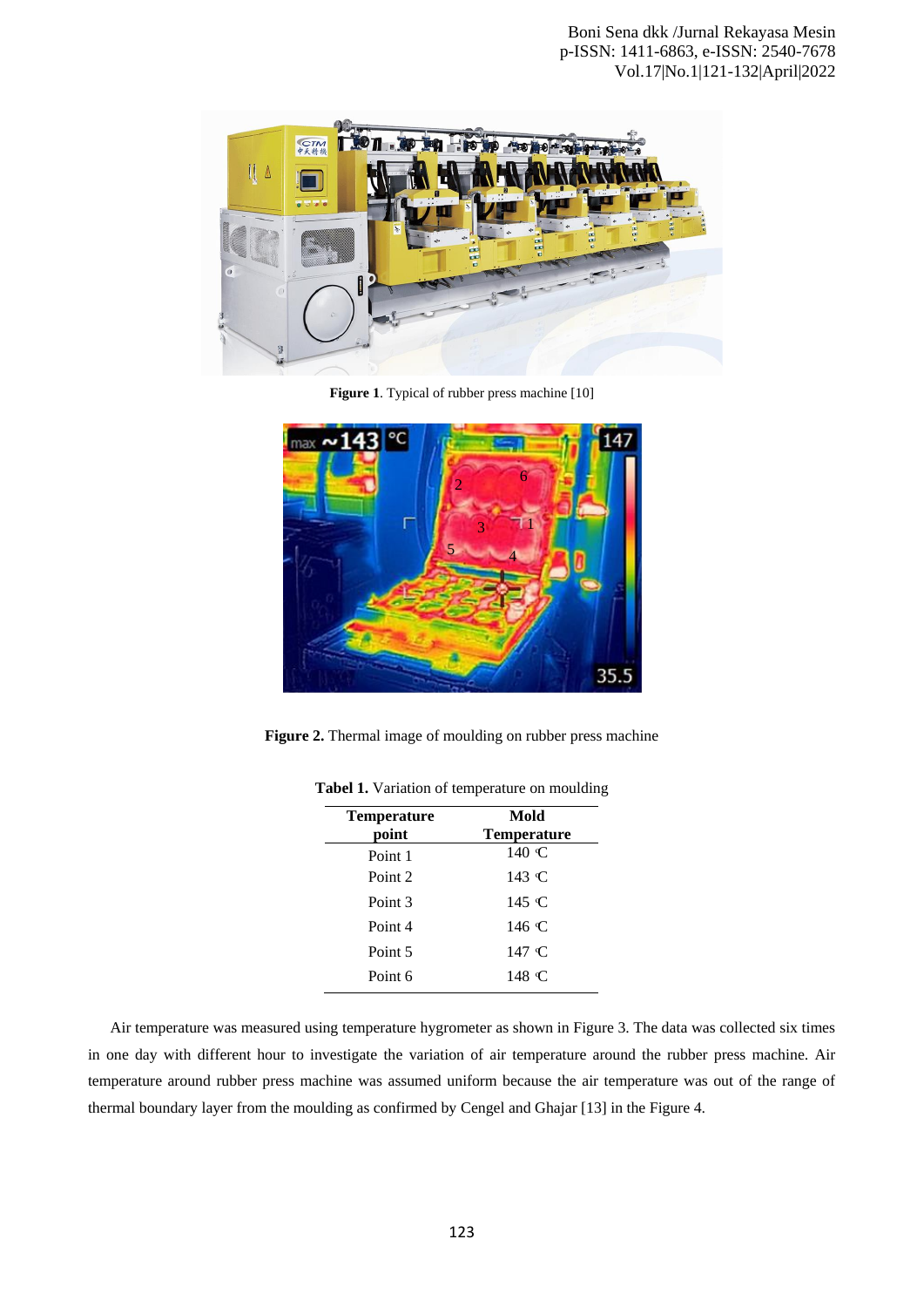**Figure 1**. Typical of rubber press machine [10]

**Figure 2.** Thermal image of moulding on rubber press machine

**Tabel 1.** Variation of temperature on moulding

| Temperature point | Mold Temperature |
|---|---|
| Point 1 | 140 ℃ |
| Point 2 | 143 ℃ |
| Point 3 | 145 ℃ |
| Point 4 | 146 ℃ |
| Point 5 | 147 ℃ |
| Point 6 | 148 ℃ |

Air temperature was measured using temperature hygrometer as shown in Figure 3. The data was collected six times in one day with different hour to investigate the variation of air temperature around the rubber press machine. Air temperature around rubber press machine was assumed uniform because the air temperature was out of the range of thermal boundary layer from the moulding as confirmed by Cengel and Ghajar [13] in the Figure 4.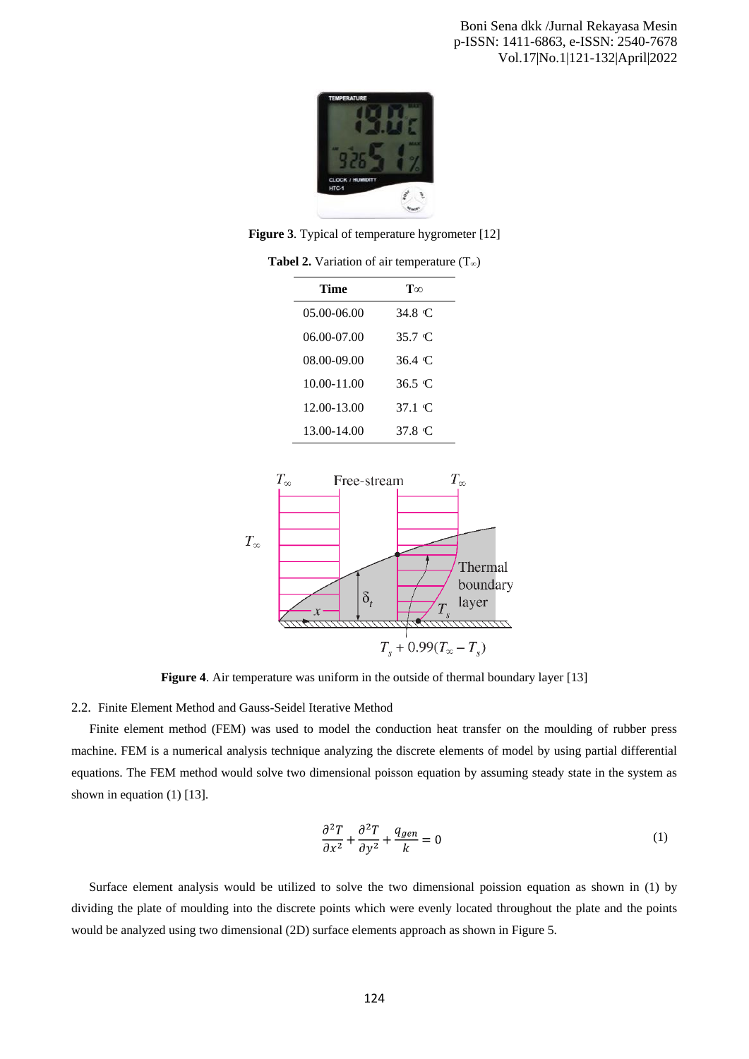**Figure 3**. Typical of temperature hygrometer [12]

**Tabel 2.** Variation of air temperature ($T_\infty$)

| Time | T∞ |
|---|---|
| 05.00-06.00 | 34.8 ℃ |
| 06.00-07.00 | 35.7 ℃ |
| 08.00-09.00 | 36.4 ℃ |
| 10.00-11.00 | 36.5 ℃ |
| 12.00-13.00 | 37.1 ℃ |
| 13.00-14.00 | 37.8 ℃ |

**Figure 4**. Air temperature was uniform in the outside of thermal boundary layer [13]

### 2.2. Finite Element Method and Gauss-Seidel Iterative Method

Finite element method (FEM) was used to model the conduction heat transfer on the moulding of rubber press machine. FEM is a numerical analysis technique analyzing the discrete elements of model by using partial differential equations. The FEM method would solve two dimensional poisson equation by assuming steady state in the system as shown in equation (1) [13].

$$\frac{\partial^2 T}{\partial x^2} + \frac{\partial^2 T}{\partial y^2} + \frac{q_{gen}}{k} = 0 \tag{1}$$

Surface element analysis would be utilized to solve the two dimensional poission equation as shown in (1) by dividing the plate of moulding into the discrete points which were evenly located throughout the plate and the points would be analyzed using two dimensional (2D) surface elements approach as shown in Figure 5.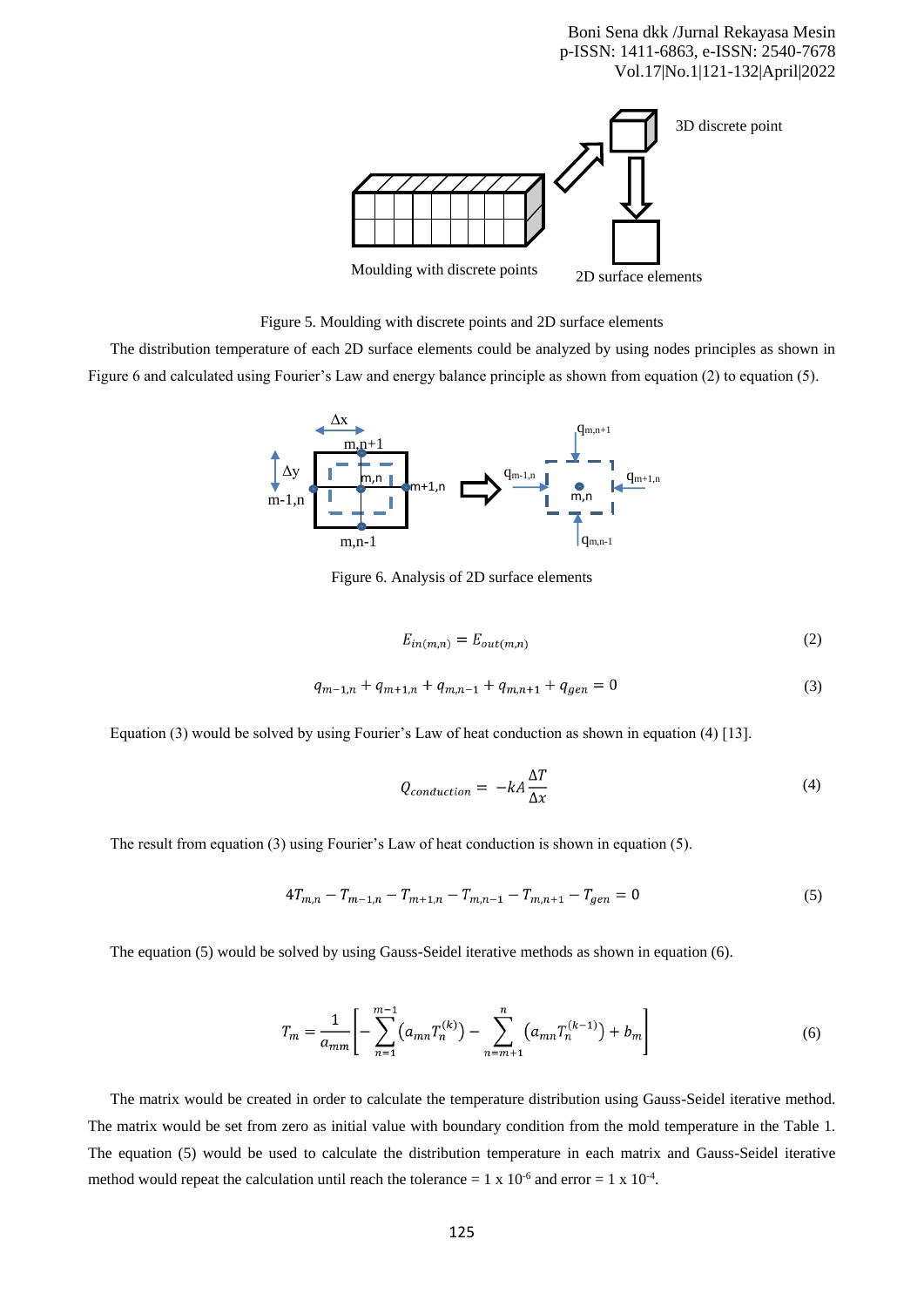Figure 5. Moulding with discrete points and 2D surface elements

The distribution temperature of each 2D surface elements could be analyzed by using nodes principles as shown in Figure 6 and calculated using Fourier's Law and energy balance principle as shown from equation (2) to equation (5).

Figure 6. Analysis of 2D surface elements

$$E_{in(m,n)} = E_{out(m,n)} \tag{2}$$

$$q_{m-1,n} + q_{m+1,n} + q_{m,n-1} + q_{m,n+1} + q_{gen} = 0 \tag{3}$$

Equation (3) would be solved by using Fourier's Law of heat conduction as shown in equation (4) [13].

$$Q_{conduction} = -kA\frac{\Delta T}{\Delta x} \tag{4}$$

The result from equation (3) using Fourier's Law of heat conduction is shown in equation (5).

$$4T_{m,n} - T_{m-1,n} - T_{m+1,n} - T_{m,n-1} - T_{m,n+1} - T_{gen} = 0 \tag{5}$$

The equation (5) would be solved by using Gauss-Seidel iterative methods as shown in equation (6).

$$T_m = \frac{1}{a_{mm}}\left[-\sum_{n=1}^{m-1}\left(a_{mn}T_n^{(k)}\right) - \sum_{n=m+1}^{n}\left(a_{mn}T_n^{(k-1)}\right) + b_m\right] \tag{6}$$

The matrix would be created in order to calculate the temperature distribution using Gauss-Seidel iterative method. The matrix would be set from zero as initial value with boundary condition from the mold temperature in the Table 1. The equation (5) would be used to calculate the distribution temperature in each matrix and Gauss-Seidel iterative method would repeat the calculation until reach the tolerance = 1 x $10^{-6}$ and error = 1 x $10^{-4}$.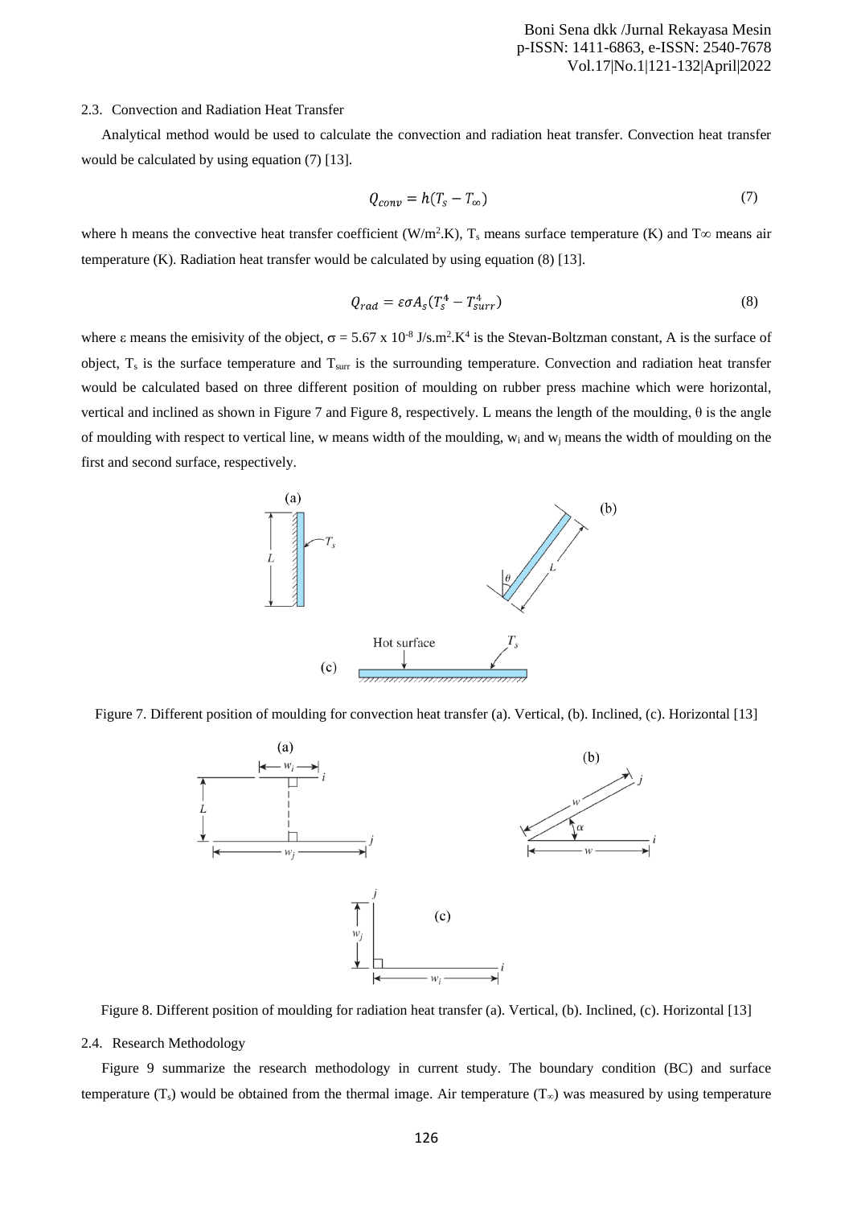### 2.3. Convection and Radiation Heat Transfer

Analytical method would be used to calculate the convection and radiation heat transfer. Convection heat transfer would be calculated by using equation (7) [13].

$$Q_{conv} = h(T_s - T_\infty) \tag{7}$$

where h means the convective heat transfer coefficient (W/m$^2$.K), $T_s$ means surface temperature (K) and $T\infty$ means air temperature (K). Radiation heat transfer would be calculated by using equation (8) [13].

$$Q_{rad} = \varepsilon\sigma A_s(T_s^4 - T_{surr}^4) \tag{8}$$

where ε means the emisivity of the object, $\sigma = 5.67 \times 10^{-8}$ J/s.m$^2$.K$^4$ is the Stevan-Boltzman constant, A is the surface of object, $T_s$ is the surface temperature and $T_{surr}$ is the surrounding temperature. Convection and radiation heat transfer would be calculated based on three different position of moulding on rubber press machine which were horizontal, vertical and inclined as shown in Figure 7 and Figure 8, respectively. L means the length of the moulding, θ is the angle of moulding with respect to vertical line, w means width of the moulding, $w_i$ and $w_j$ means the width of moulding on the first and second surface, respectively.

Figure 7. Different position of moulding for convection heat transfer (a). Vertical, (b). Inclined, (c). Horizontal [13]

Figure 8. Different position of moulding for radiation heat transfer (a). Vertical, (b). Inclined, (c). Horizontal [13]

### 2.4. Research Methodology

Figure 9 summarize the research methodology in current study. The boundary condition (BC) and surface temperature ($T_s$) would be obtained from the thermal image. Air temperature ($T_\infty$) was measured by using temperature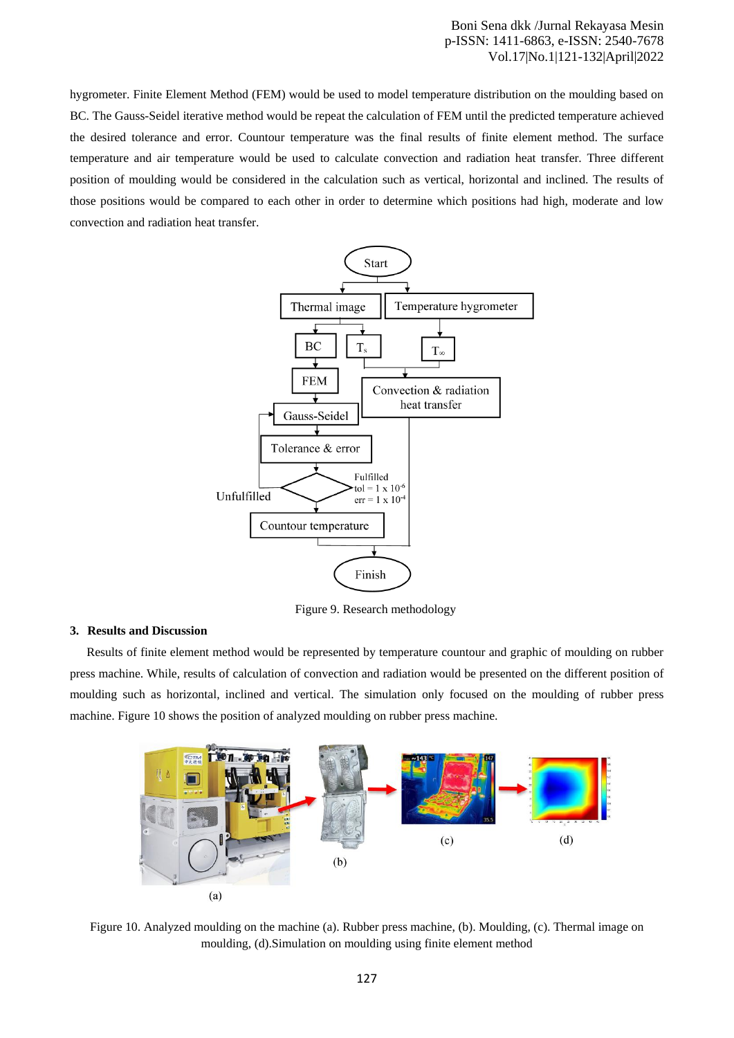hygrometer. Finite Element Method (FEM) would be used to model temperature distribution on the moulding based on BC. The Gauss-Seidel iterative method would be repeat the calculation of FEM until the predicted temperature achieved the desired tolerance and error. Countour temperature was the final results of finite element method. The surface temperature and air temperature would be used to calculate convection and radiation heat transfer. Three different position of moulding would be considered in the calculation such as vertical, horizontal and inclined. The results of those positions would be compared to each other in order to determine which positions had high, moderate and low convection and radiation heat transfer.

Figure 9. Research methodology

## 3. Results and Discussion

Results of finite element method would be represented by temperature countour and graphic of moulding on rubber press machine. While, results of calculation of convection and radiation would be presented on the different position of moulding such as horizontal, inclined and vertical. The simulation only focused on the moulding of rubber press machine. Figure 10 shows the position of analyzed moulding on rubber press machine.

Figure 10. Analyzed moulding on the machine (a). Rubber press machine, (b). Moulding, (c). Thermal image on moulding, (d).Simulation on moulding using finite element method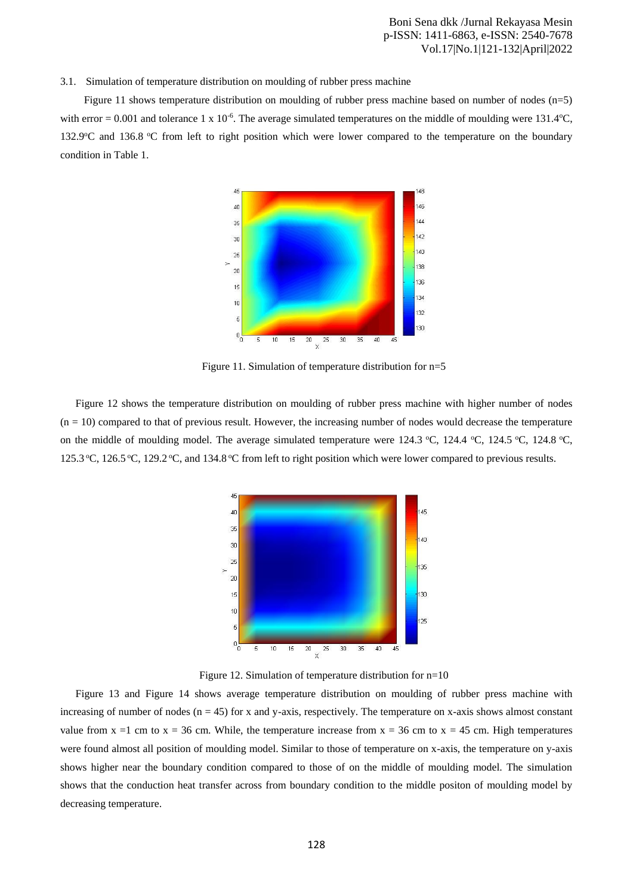3.1. Simulation of temperature distribution on moulding of rubber press machine

Figure 11 shows temperature distribution on moulding of rubber press machine based on number of nodes (n=5) with error = 0.001 and tolerance 1 x $10^{-6}$. The average simulated temperatures on the middle of moulding were 131.4°C, 132.9°C and 136.8 °C from left to right position which were lower compared to the temperature on the boundary condition in Table 1.

Figure 11. Simulation of temperature distribution for n=5

Figure 12 shows the temperature distribution on moulding of rubber press machine with higher number of nodes (n = 10) compared to that of previous result. However, the increasing number of nodes would decrease the temperature on the middle of moulding model. The average simulated temperature were 124.3 °C, 124.4 °C, 124.5 °C, 124.8 °C, 125.3 °C, 126.5 °C, 129.2 °C, and 134.8 °C from left to right position which were lower compared to previous results.

Figure 12. Simulation of temperature distribution for n=10

Figure 13 and Figure 14 shows average temperature distribution on moulding of rubber press machine with increasing of number of nodes (n = 45) for x and y-axis, respectively. The temperature on x-axis shows almost constant value from x =1 cm to x = 36 cm. While, the temperature increase from x = 36 cm to x = 45 cm. High temperatures were found almost all position of moulding model. Similar to those of temperature on x-axis, the temperature on y-axis shows higher near the boundary condition compared to those of on the middle of moulding model. The simulation shows that the conduction heat transfer across from boundary condition to the middle positon of moulding model by decreasing temperature.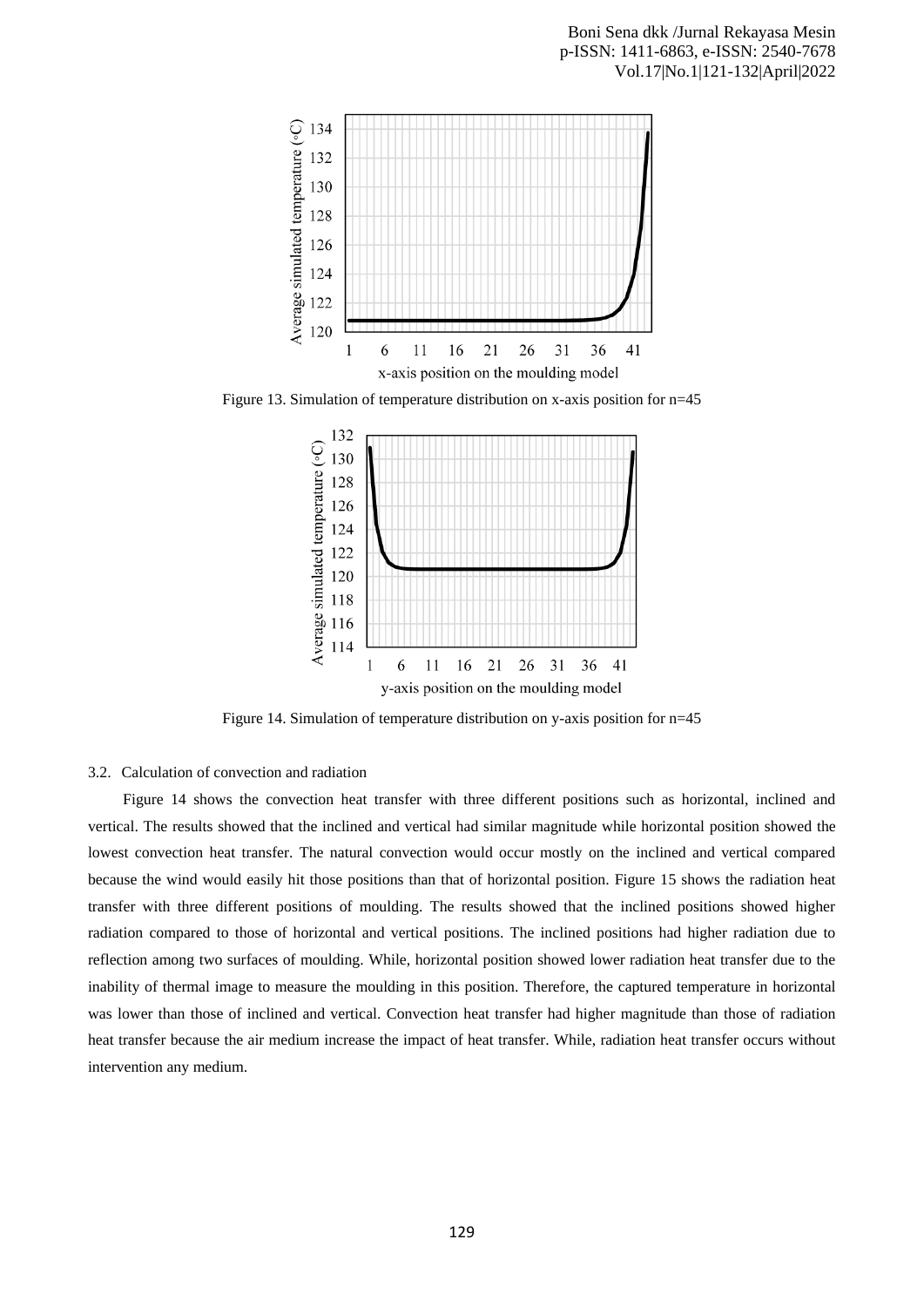Figure 13. Simulation of temperature distribution on x-axis position for n=45

Figure 14. Simulation of temperature distribution on y-axis position for n=45

### 3.2. Calculation of convection and radiation

Figure 14 shows the convection heat transfer with three different positions such as horizontal, inclined and vertical. The results showed that the inclined and vertical had similar magnitude while horizontal position showed the lowest convection heat transfer. The natural convection would occur mostly on the inclined and vertical compared because the wind would easily hit those positions than that of horizontal position. Figure 15 shows the radiation heat transfer with three different positions of moulding. The results showed that the inclined positions showed higher radiation compared to those of horizontal and vertical positions. The inclined positions had higher radiation due to reflection among two surfaces of moulding. While, horizontal position showed lower radiation heat transfer due to the inability of thermal image to measure the moulding in this position. Therefore, the captured temperature in horizontal was lower than those of inclined and vertical. Convection heat transfer had higher magnitude than those of radiation heat transfer because the air medium increase the impact of heat transfer. While, radiation heat transfer occurs without intervention any medium.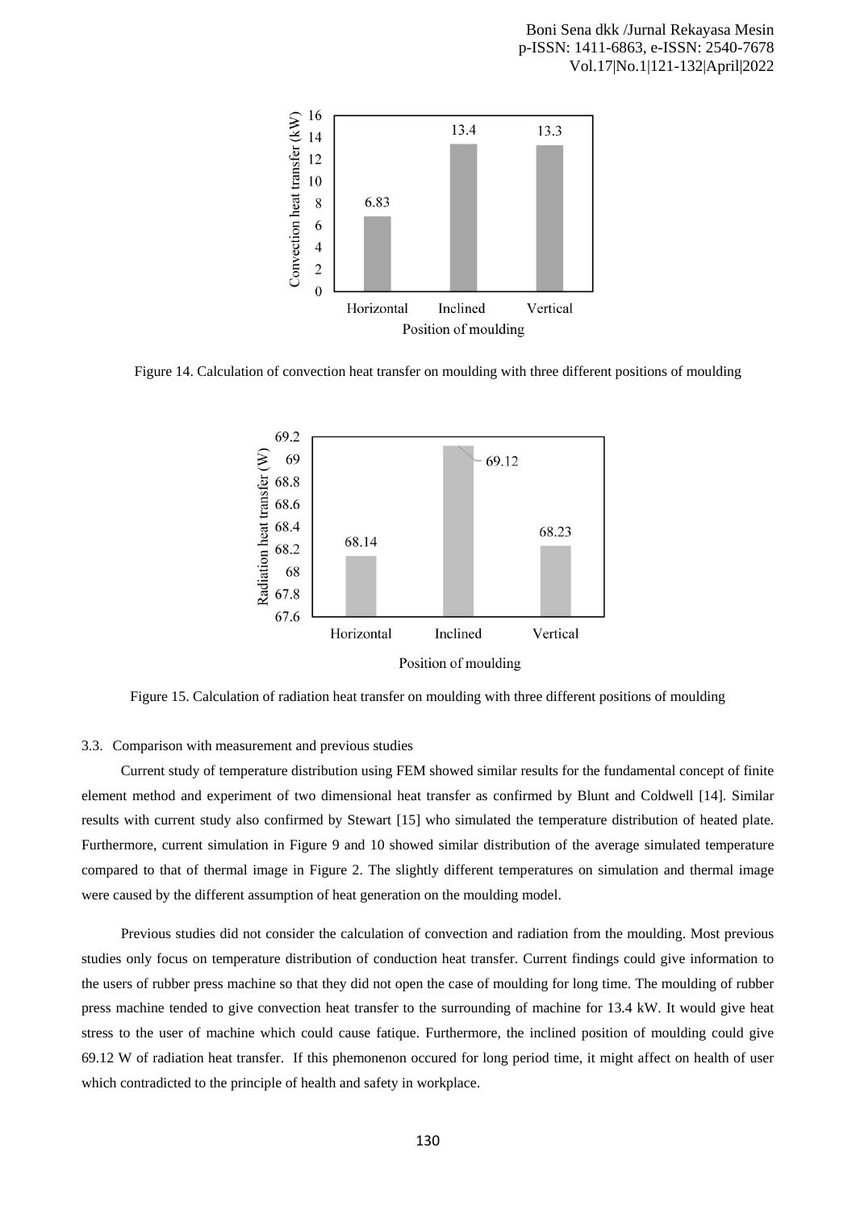Figure 14. Calculation of convection heat transfer on moulding with three different positions of moulding

Figure 15. Calculation of radiation heat transfer on moulding with three different positions of moulding

### 3.3. Comparison with measurement and previous studies

Current study of temperature distribution using FEM showed similar results for the fundamental concept of finite element method and experiment of two dimensional heat transfer as confirmed by Blunt and Coldwell [14]. Similar results with current study also confirmed by Stewart [15] who simulated the temperature distribution of heated plate. Furthermore, current simulation in Figure 9 and 10 showed similar distribution of the average simulated temperature compared to that of thermal image in Figure 2. The slightly different temperatures on simulation and thermal image were caused by the different assumption of heat generation on the moulding model.

Previous studies did not consider the calculation of convection and radiation from the moulding. Most previous studies only focus on temperature distribution of conduction heat transfer. Current findings could give information to the users of rubber press machine so that they did not open the case of moulding for long time. The moulding of rubber press machine tended to give convection heat transfer to the surrounding of machine for 13.4 kW. It would give heat stress to the user of machine which could cause fatique. Furthermore, the inclined position of moulding could give 69.12 W of radiation heat transfer. If this phemonenon occured for long period time, it might affect on health of user which contradicted to the principle of health and safety in workplace.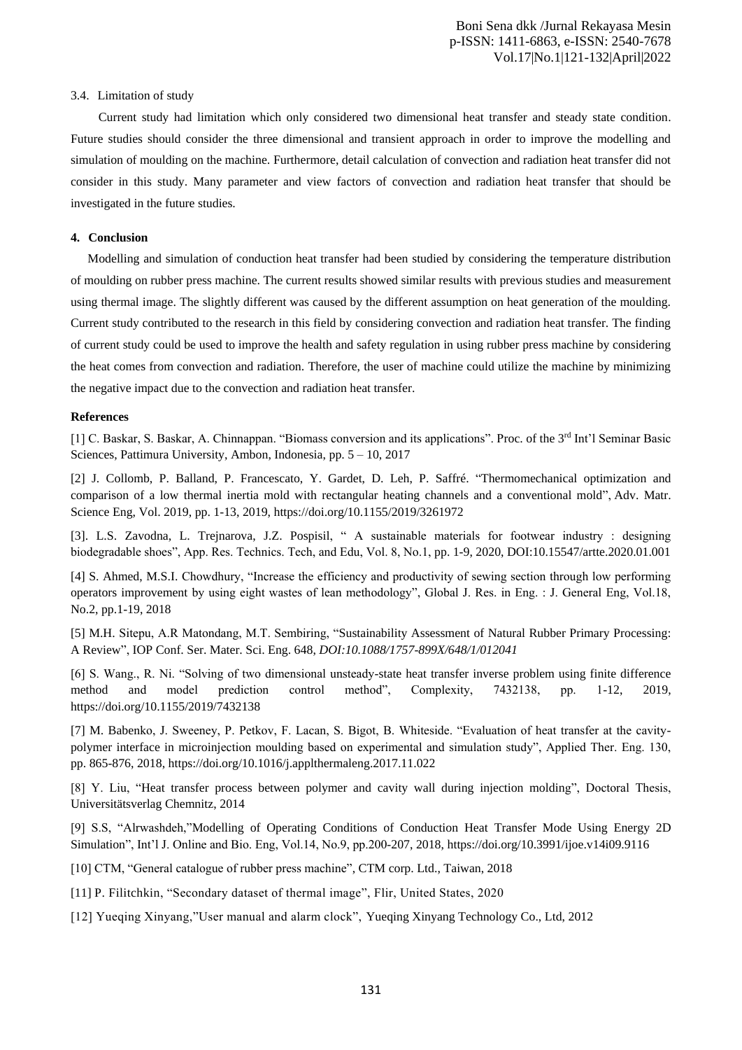3.4. Limitation of study

Current study had limitation which only considered two dimensional heat transfer and steady state condition. Future studies should consider the three dimensional and transient approach in order to improve the modelling and simulation of moulding on the machine. Furthermore, detail calculation of convection and radiation heat transfer did not consider in this study. Many parameter and view factors of convection and radiation heat transfer that should be investigated in the future studies.

## 4. Conclusion

Modelling and simulation of conduction heat transfer had been studied by considering the temperature distribution of moulding on rubber press machine. The current results showed similar results with previous studies and measurement using thermal image. The slightly different was caused by the different assumption on heat generation of the moulding. Current study contributed to the research in this field by considering convection and radiation heat transfer. The finding of current study could be used to improve the health and safety regulation in using rubber press machine by considering the heat comes from convection and radiation. Therefore, the user of machine could utilize the machine by minimizing the negative impact due to the convection and radiation heat transfer.

## References

[1] C. Baskar, S. Baskar, A. Chinnappan. "Biomass conversion and its applications". Proc. of the 3rd Int'l Seminar Basic Sciences, Pattimura University, Ambon, Indonesia, pp. 5 – 10, 2017

[2] J. Collomb, P. Balland, P. Francescato, Y. Gardet, D. Leh, P. Saffré. "Thermomechanical optimization and comparison of a low thermal inertia mold with rectangular heating channels and a conventional mold", Adv. Matr. Science Eng, Vol. 2019, pp. 1-13, 2019, https://doi.org/10.1155/2019/3261972

[3]. L.S. Zavodna, L. Trejnarova, J.Z. Pospisil, " A sustainable materials for footwear industry : designing biodegradable shoes", App. Res. Technics. Tech, and Edu, Vol. 8, No.1, pp. 1-9, 2020, DOI:10.15547/artte.2020.01.001

[4] S. Ahmed, M.S.I. Chowdhury, "Increase the efficiency and productivity of sewing section through low performing operators improvement by using eight wastes of lean methodology", Global J. Res. in Eng. : J. General Eng, Vol.18, No.2, pp.1-19, 2018

[5] M.H. Sitepu, A.R Matondang, M.T. Sembiring, "Sustainability Assessment of Natural Rubber Primary Processing: A Review", IOP Conf. Ser. Mater. Sci. Eng. 648, *DOI:10.1088/1757-899X/648/1/012041*

[6] S. Wang., R. Ni. "Solving of two dimensional unsteady-state heat transfer inverse problem using finite difference method and model prediction control method", Complexity, 7432138, pp. 1-12, 2019, https://doi.org/10.1155/2019/7432138

[7] M. Babenko, J. Sweeney, P. Petkov, F. Lacan, S. Bigot, B. Whiteside. "Evaluation of heat transfer at the cavity-polymer interface in microinjection moulding based on experimental and simulation study", Applied Ther. Eng. 130, pp. 865-876, 2018, https://doi.org/10.1016/j.applthermaleng.2017.11.022

[8] Y. Liu, "Heat transfer process between polymer and cavity wall during injection molding", Doctoral Thesis, Universitätsverlag Chemnitz, 2014

[9] S.S, "Alrwashdeh,"Modelling of Operating Conditions of Conduction Heat Transfer Mode Using Energy 2D Simulation", Int'l J. Online and Bio. Eng, Vol.14, No.9, pp.200-207, 2018, https://doi.org/10.3991/ijoe.v14i09.9116

[10] CTM, "General catalogue of rubber press machine", CTM corp. Ltd., Taiwan, 2018

[11] P. Filitchkin, "Secondary dataset of thermal image", Flir, United States, 2020

[12] Yueqing Xinyang,"User manual and alarm clock", Yueqing Xinyang Technology Co., Ltd, 2012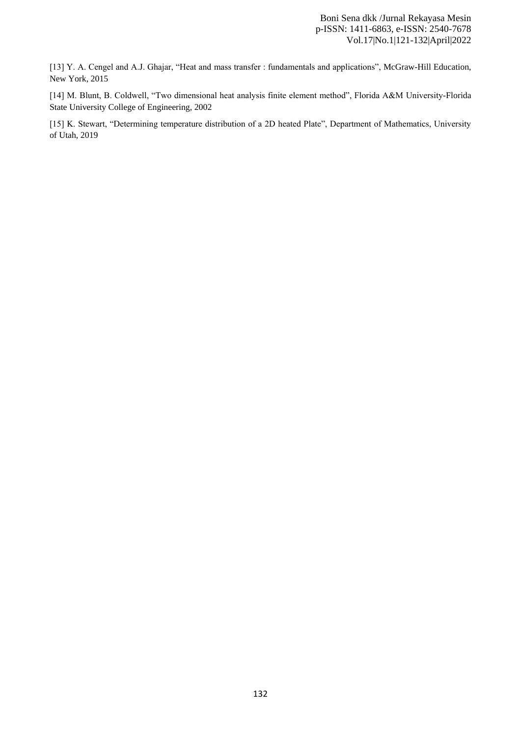[13] Y. A. Cengel and A.J. Ghajar, "Heat and mass transfer : fundamentals and applications", McGraw-Hill Education, New York, 2015

[14] M. Blunt, B. Coldwell, "Two dimensional heat analysis finite element method", Florida A&M University-Florida State University College of Engineering, 2002

[15] K. Stewart, "Determining temperature distribution of a 2D heated Plate", Department of Mathematics, University of Utah, 2019